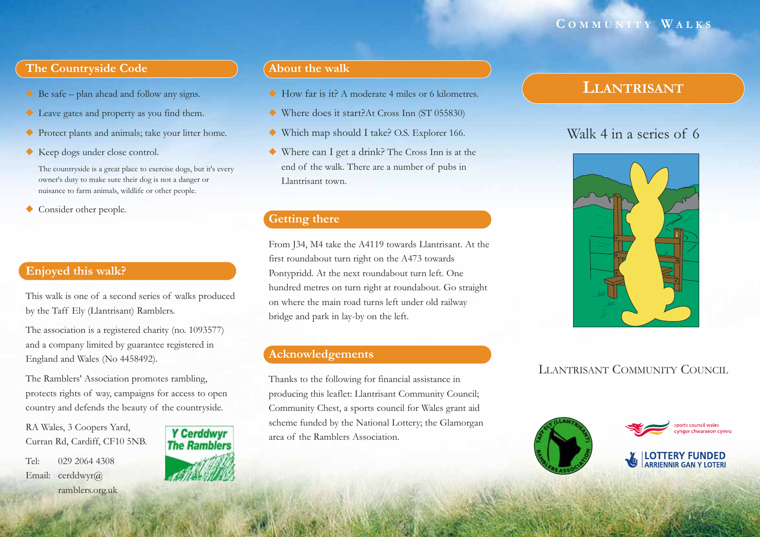# COMMUNITY WALKS

# LLANTRISANT

Walk 4 in a series of 6

LLANTRISANT COMMUNITY COUNCIL

## The Countryside Code

- Be safe – plan ahead and follow any signs.
- Leave gates and property as you find them.
- Protect plants and animals; take your litter home.
- Keep dogs under close control.

  The countryside is a great place to exercise dogs, but it's every owner's duty to make sure their dog is not a danger or nuisance to farm animals, wildlife or other people.
- Consider other people.

## Enjoyed this walk?

This walk is one of a second series of walks produced by the Taff Ely (Llantrisant) Ramblers.

The association is a registered charity (no. 1093577) and a company limited by guarantee registered in England and Wales (No 4458492).

The Ramblers' Association promotes rambling, protects rights of way, campaigns for access to open country and defends the beauty of the countryside.

RA Wales, 3 Coopers Yard,
Curran Rd, Cardiff, CF10 5NB.

Tel: 029 2064 4308
Email: cerddwyr@ramblers.org.uk

Y Cerddwyr
The Ramblers

## About the walk

- How far is it? A moderate 4 miles or 6 kilometres.
- Where does it start?At Cross Inn (ST 055830)
- Which map should I take? O.S. Explorer 166.
- Where can I get a drink? The Cross Inn is at the end of the walk. There are a number of pubs in Llantrisant town.

## Getting there

From J34, M4 take the A4119 towards Llantrisant. At the first roundabout turn right on the A473 towards Pontypridd. At the next roundabout turn left. One hundred metres on turn right at roundabout. Go straight on where the main road turns left under old railway bridge and park in lay-by on the left.

## Acknowledgements

Thanks to the following for financial assistance in producing this leaflet: Llantrisant Community Council; Community Chest, a sports council for Wales grant aid scheme funded by the National Lottery; the Glamorgan area of the Ramblers Association.

sports council wales
cyngor chwaraeon cymru

LOTTERY FUNDED
ARRIENNIR GAN Y LOTERI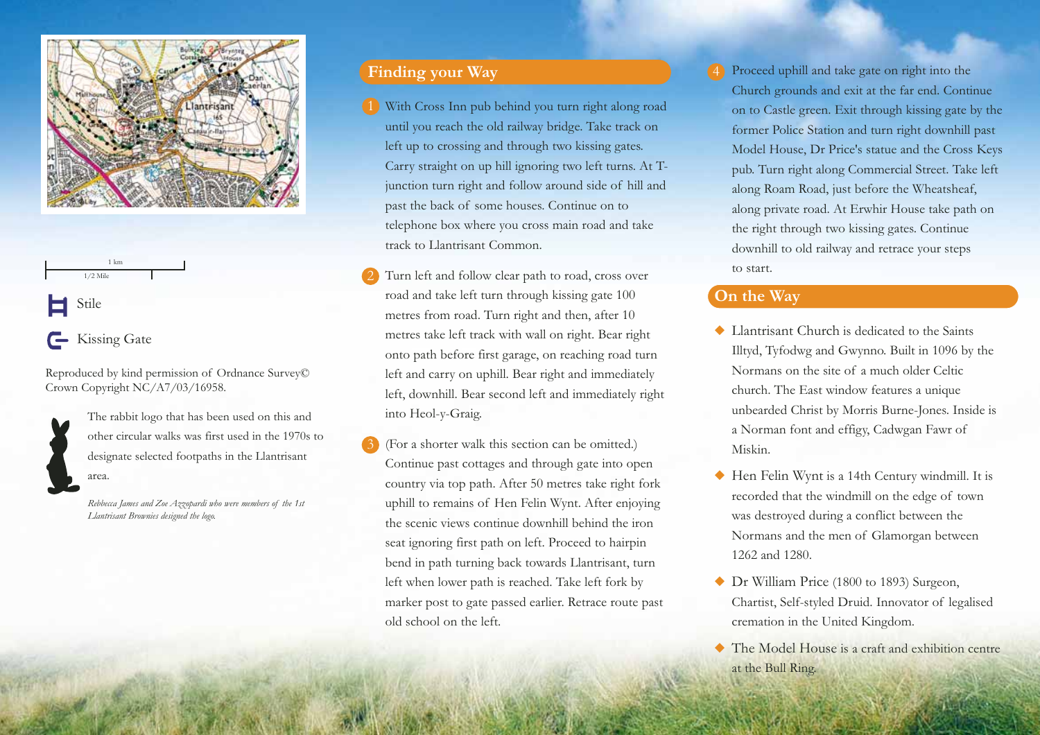1 km

1/2 Mile

Stile

Kissing Gate

Reproduced by kind permission of Ordnance Survey© Crown Copyright NC/A7/03/16958.

The rabbit logo that has been used on this and other circular walks was first used in the 1970s to designate selected footpaths in the Llantrisant area.

*Rebbecca James and Zoe Azzopardi who were members of the 1st Llantrisant Brownies designed the logo.*

## Finding your Way

1. With Cross Inn pub behind you turn right along road until you reach the old railway bridge. Take track on left up to crossing and through two kissing gates. Carry straight on up hill ignoring two left turns. At T-junction turn right and follow around side of hill and past the back of some houses. Continue on to telephone box where you cross main road and take track to Llantrisant Common.

2. Turn left and follow clear path to road, cross over road and take left turn through kissing gate 100 metres from road. Turn right and then, after 10 metres take left track with wall on right. Bear right onto path before first garage, on reaching road turn left and carry on uphill. Bear right and immediately left, downhill. Bear second left and immediately right into Heol-y-Graig.

3. (For a shorter walk this section can be omitted.) Continue past cottages and through gate into open country via top path. After 50 metres take right fork uphill to remains of Hen Felin Wynt. After enjoying the scenic views continue downhill behind the iron seat ignoring first path on left. Proceed to hairpin bend in path turning back towards Llantrisant, turn left when lower path is reached. Take left fork by marker post to gate passed earlier. Retrace route past old school on the left.

4. Proceed uphill and take gate on right into the Church grounds and exit at the far end. Continue on to Castle green. Exit through kissing gate by the former Police Station and turn right downhill past Model House, Dr Price's statue and the Cross Keys pub. Turn right along Commercial Street. Take left along Roam Road, just before the Wheatsheaf, along private road. At Erwhir House take path on the right through two kissing gates. Continue downhill to old railway and retrace your steps to start.

## On the Way

- Llantrisant Church is dedicated to the Saints Illtyd, Tyfodwg and Gwynno. Built in 1096 by the Normans on the site of a much older Celtic church. The East window features a unique unbearded Christ by Morris Burne-Jones. Inside is a Norman font and effigy, Cadwgan Fawr of Miskin.
- Hen Felin Wynt is a 14th Century windmill. It is recorded that the windmill on the edge of town was destroyed during a conflict between the Normans and the men of Glamorgan between 1262 and 1280.
- Dr William Price (1800 to 1893) Surgeon, Chartist, Self-styled Druid. Innovator of legalised cremation in the United Kingdom.
- The Model House is a craft and exhibition centre at the Bull Ring.